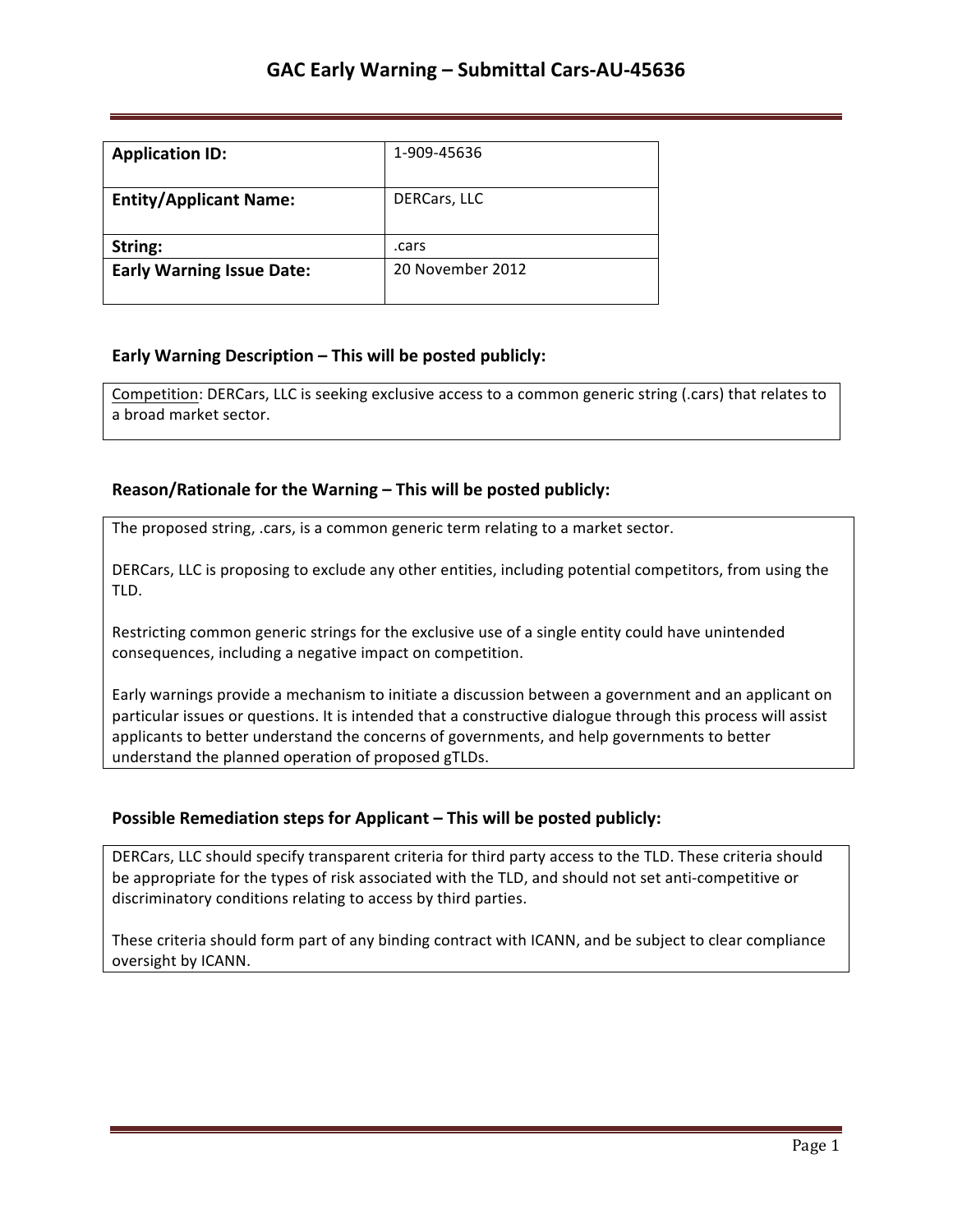# GAC Early Warning – Submittal Cars-AU-45636

| | |
|---|---|
| **Application ID:** | 1-909-45636 |
| **Entity/Applicant Name:** | DERCars, LLC |
| **String:** | .cars |
| **Early Warning Issue Date:** | 20 November 2012 |

## Early Warning Description – This will be posted publicly:

Competition: DERCars, LLC is seeking exclusive access to a common generic string (.cars) that relates to a broad market sector.

## Reason/Rationale for the Warning – This will be posted publicly:

The proposed string, .cars, is a common generic term relating to a market sector.

DERCars, LLC is proposing to exclude any other entities, including potential competitors, from using the TLD.

Restricting common generic strings for the exclusive use of a single entity could have unintended consequences, including a negative impact on competition.

Early warnings provide a mechanism to initiate a discussion between a government and an applicant on particular issues or questions. It is intended that a constructive dialogue through this process will assist applicants to better understand the concerns of governments, and help governments to better understand the planned operation of proposed gTLDs.

## Possible Remediation steps for Applicant – This will be posted publicly:

DERCars, LLC should specify transparent criteria for third party access to the TLD. These criteria should be appropriate for the types of risk associated with the TLD, and should not set anti-competitive or discriminatory conditions relating to access by third parties.

These criteria should form part of any binding contract with ICANN, and be subject to clear compliance oversight by ICANN.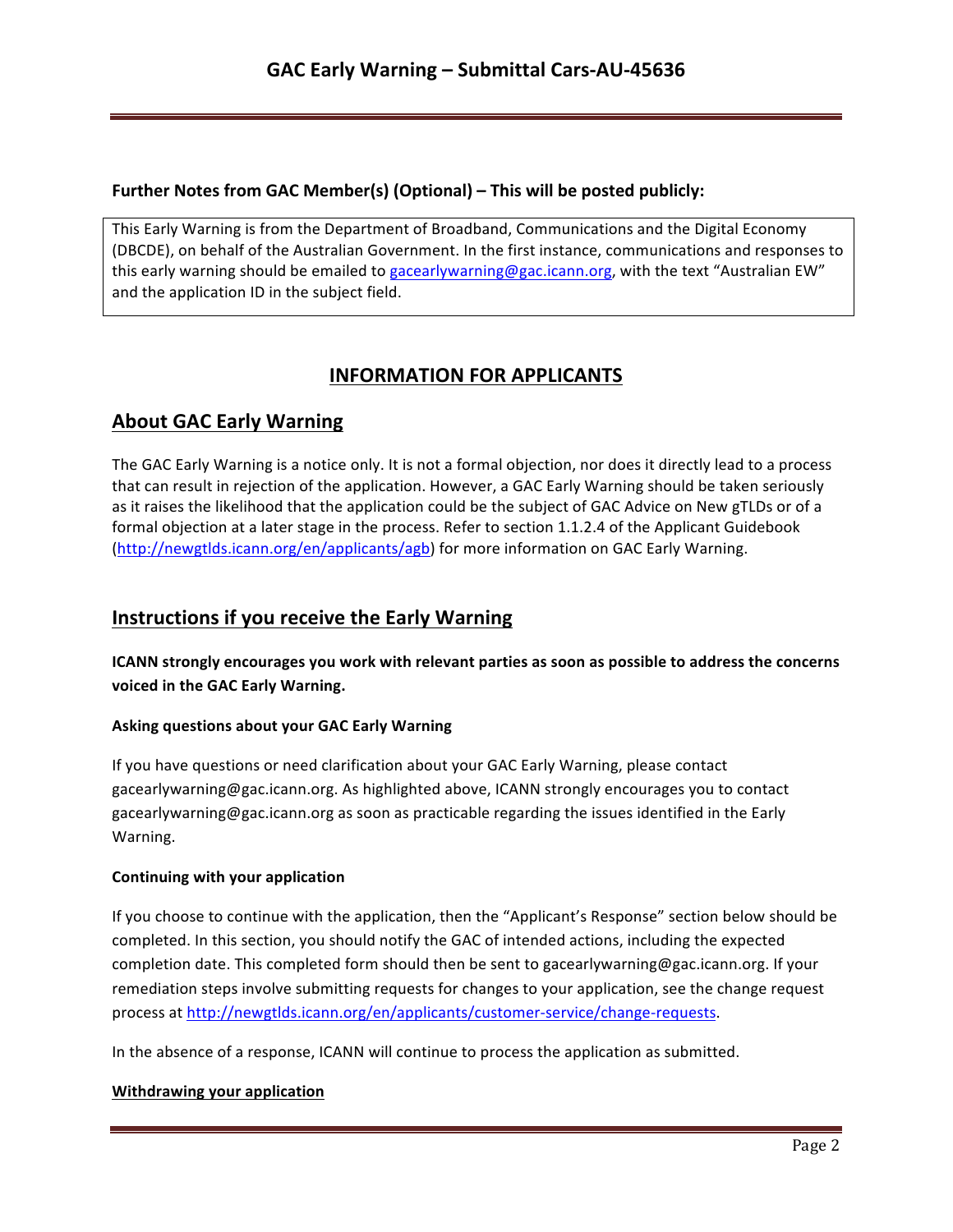**Further Notes from GAC Member(s) (Optional) – This will be posted publicly:**

This Early Warning is from the Department of Broadband, Communications and the Digital Economy (DBCDE), on behalf of the Australian Government. In the first instance, communications and responses to this early warning should be emailed to gacearlywarning@gac.icann.org, with the text "Australian EW" and the application ID in the subject field.

## INFORMATION FOR APPLICANTS

## About GAC Early Warning

The GAC Early Warning is a notice only. It is not a formal objection, nor does it directly lead to a process that can result in rejection of the application. However, a GAC Early Warning should be taken seriously as it raises the likelihood that the application could be the subject of GAC Advice on New gTLDs or of a formal objection at a later stage in the process. Refer to section 1.1.2.4 of the Applicant Guidebook (http://newgtlds.icann.org/en/applicants/agb) for more information on GAC Early Warning.

## Instructions if you receive the Early Warning

**ICANN strongly encourages you work with relevant parties as soon as possible to address the concerns voiced in the GAC Early Warning.**

**Asking questions about your GAC Early Warning**

If you have questions or need clarification about your GAC Early Warning, please contact gacearlywarning@gac.icann.org. As highlighted above, ICANN strongly encourages you to contact gacearlywarning@gac.icann.org as soon as practicable regarding the issues identified in the Early Warning.

**Continuing with your application**

If you choose to continue with the application, then the "Applicant's Response" section below should be completed. In this section, you should notify the GAC of intended actions, including the expected completion date. This completed form should then be sent to gacearlywarning@gac.icann.org. If your remediation steps involve submitting requests for changes to your application, see the change request process at http://newgtlds.icann.org/en/applicants/customer-service/change-requests.

In the absence of a response, ICANN will continue to process the application as submitted.

**Withdrawing your application**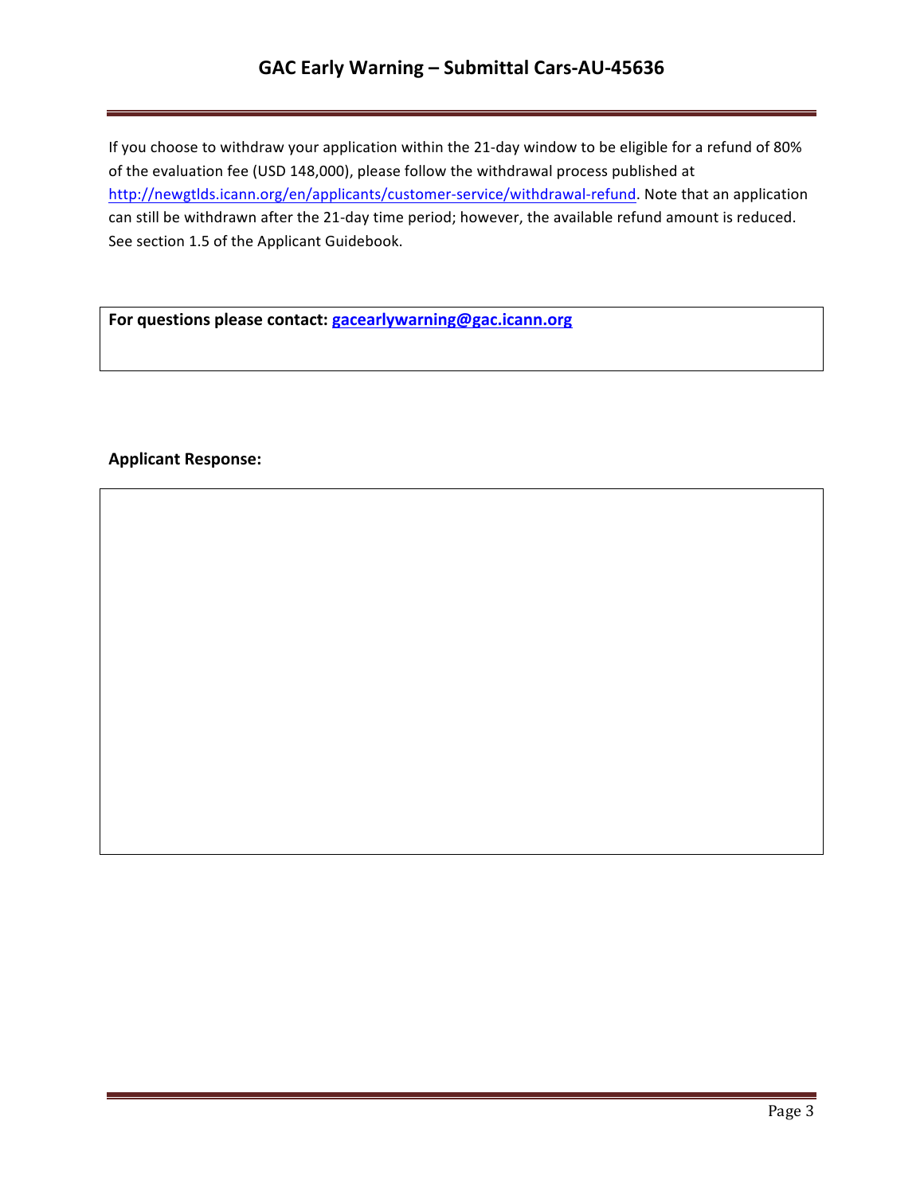If you choose to withdraw your application within the 21-day window to be eligible for a refund of 80% of the evaluation fee (USD 148,000), please follow the withdrawal process published at http://newgtlds.icann.org/en/applicants/customer-service/withdrawal-refund. Note that an application can still be withdrawn after the 21-day time period; however, the available refund amount is reduced. See section 1.5 of the Applicant Guidebook.

**For questions please contact: gacearlywarning@gac.icann.org**

**Applicant Response:**